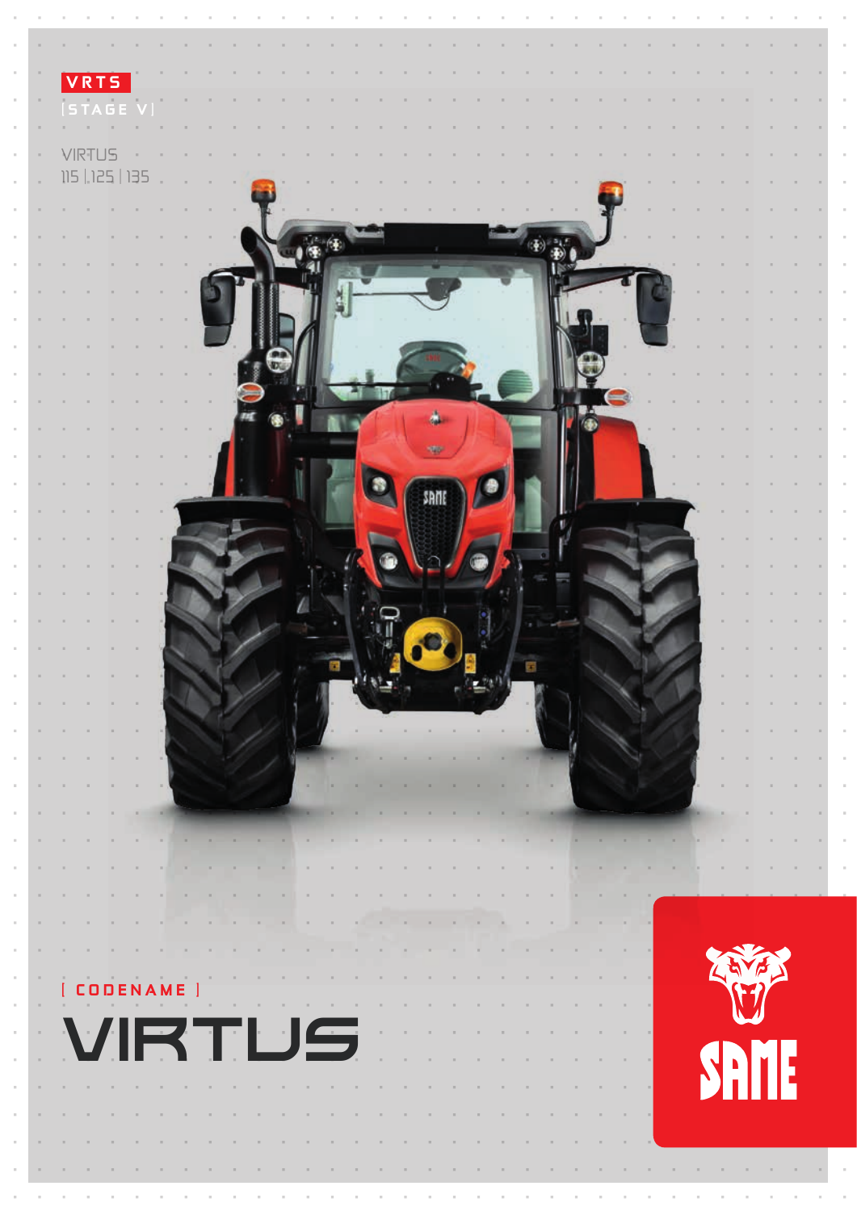VRTS

[STAGE V]

VIRTUS

115 | 125 | 135

[ CODENAME ]

# VIRTUS

SAME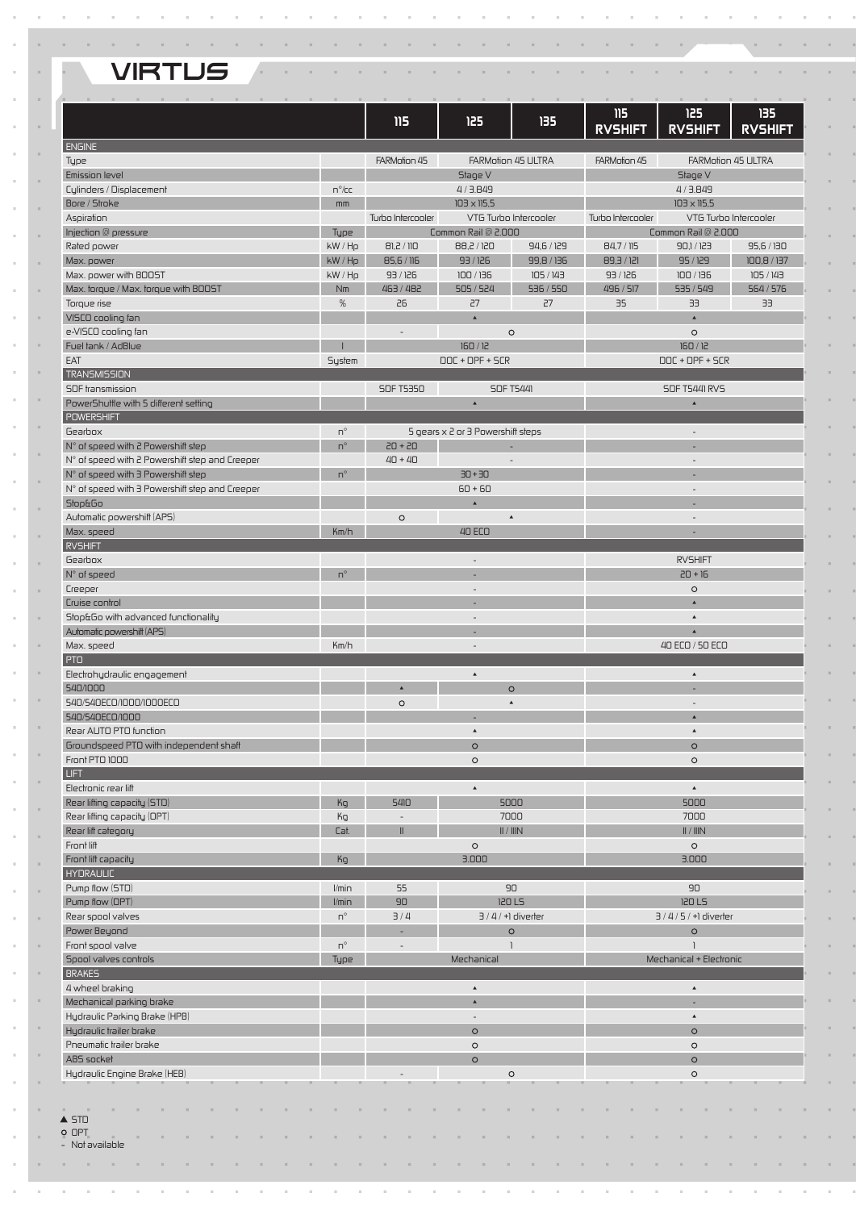# VIRTUS

| | | 115 | 125 | 135 | 115 RVSHIFT | 125 RVSHIFT | 135 RVSHIFT |
|---|---|---|---|---|---|---|---|
| **ENGINE** | | | | | | | |
| Type | | FARMotion 45 | FARMotion 45 ULTRA | | FARMotion 45 | FARMotion 45 ULTRA | |
| Emission level | | Stage V | | | Stage V | | |
| Cylinders / Displacement | n°/cc | 4 / 3.849 | | | 4 / 3.849 | | |
| Bore / Stroke | mm | 103 x 115,5 | | | 103 x 115,5 | | |
| Aspiration | | Turbo Intercooler | VTG Turbo Intercooler | | Turbo Intercooler | VTG Turbo Intercooler | |
| Injection @ pressure | Type | Common Rail @ 2.000 | | | Common Rail @ 2.000 | | |
| Rated power | kW / Hp | 81,2 / 110 | 88,2 / 120 | 94,6 / 129 | 84,7 / 115 | 90,1 / 123 | 95,6 / 130 |
| Max. power | kW / Hp | 85,6 / 116 | 93 / 126 | 99,8 / 136 | 89,3 / 121 | 95 / 129 | 100,8 / 137 |
| Max. power with BOOST | kW / Hp | 93 / 126 | 100 / 136 | 105 / 143 | 93 / 126 | 100 / 136 | 105 / 143 |
| Max. torque / Max. torque with BOOST | Nm | 463 / 482 | 505 / 524 | 536 / 550 | 496 / 517 | 535 / 549 | 564 / 576 |
| Torque rise | % | 26 | 27 | 27 | 35 | 33 | 33 |
| VISCO cooling fan | | ▲ | | | ▲ | | |
| e-VISCO cooling fan | | - | o | | o | | |
| Fuel tank / AdBlue | l | 160 / 12 | | | 160 / 12 | | |
| EAT | System | DOC + DPF + SCR | | | DOC + DPF + SCR | | |
| **TRANSMISSION** | | | | | | | |
| SDF transmission | | SDF T5350 | SDF T5441 | | SDF T5441 RVS | | |
| PowerShuttle with 5 different setting | | ▲ | | | ▲ | | |
| **POWERSHIFT** | | | | | | | |
| Gearbox | n° | 5 gears x 2 or 3 Powershift steps | | | - | | |
| N° of speed with 2 Powershift step | n° | 20 + 20 | - | | - | | |
| N° of speed with 2 Powershift step and Creeper | | 40 + 40 | - | | - | | |
| N° of speed with 3 Powershift step | n° | 30 + 30 | | | - | | |
| N° of speed with 3 Powershift step and Creeper | | 60 + 60 | | | - | | |
| Stop&Go | | ▲ | | | - | | |
| Automatic powershift (APS) | | o | ▲ | | - | | |
| Max. speed | Km/h | 40 ECO | | | - | | |
| **RVSHIFT** | | | | | | | |
| Gearbox | | - | | | RVSHIFT | | |
| N° of speed | n° | - | | | 20 + 16 | | |
| Creeper | | - | | | o | | |
| Cruise control | | - | | | ▲ | | |
| Stop&Go with advanced functionality | | - | | | ▲ | | |
| Automatic powershift (APS) | | - | | | ▲ | | |
| Max. speed | Km/h | - | | | 40 ECO / 50 ECO | | |
| **PTO** | | | | | | | |
| Electrohydraulic engagement | | ▲ | | | ▲ | | |
| 540/1000 | | ▲ | o | | - | | |
| 540/540ECO/1000/1000ECO | | o | ▲ | | - | | |
| 540/540ECO/1000 | | - | | | ▲ | | |
| Rear AUTO PTO function | | ▲ | | | ▲ | | |
| Groundspeed PTO with independent shaft | | o | | | o | | |
| Front PTO 1000 | | o | | | o | | |
| **LIFT** | | | | | | | |
| Electronic rear lift | | ▲ | | | ▲ | | |
| Rear lifting capacity (STD) | Kg | 5410 | 5000 | | 5000 | | |
| Rear lifting capacity (OPT) | Kg | - | 7000 | | 7000 | | |
| Rear lift category | Cat. | II | II / IIIN | | II / IIIN | | |
| Front lift | | o | | | o | | |
| Front lift capacity | Kg | 3.000 | | | 3.000 | | |
| **HYDRAULIC** | | | | | | | |
| Pump flow (STD) | l/min | 55 | 90 | | 90 | | |
| Pump flow (OPT) | l/min | 90 | 120 LS | | 120 LS | | |
| Rear spool valves | n° | 3 / 4 | 3 / 4 / +1 diverter | | 3 / 4 / 5 / +1 diverter | | |
| Power Beyond | | - | o | | o | | |
| Front spool valve | n° | - | 1 | | 1 | | |
| Spool valves controls | Type | Mechanical | | | Mechanical + Electronic | | |
| **BRAKES** | | | | | | | |
| 4 wheel braking | | ▲ | | | ▲ | | |
| Mechanical parking brake | | ▲ | | | - | | |
| Hydraulic Parking Brake (HPB) | | - | | | ▲ | | |
| Hydraulic trailer brake | | o | | | o | | |
| Pneumatic trailer brake | | o | | | o | | |
| ABS socket | | o | | | o | | |
| Hydraulic Engine Brake (HEB) | | - | o | | o | | |

▲ STD
o OPT
- Not available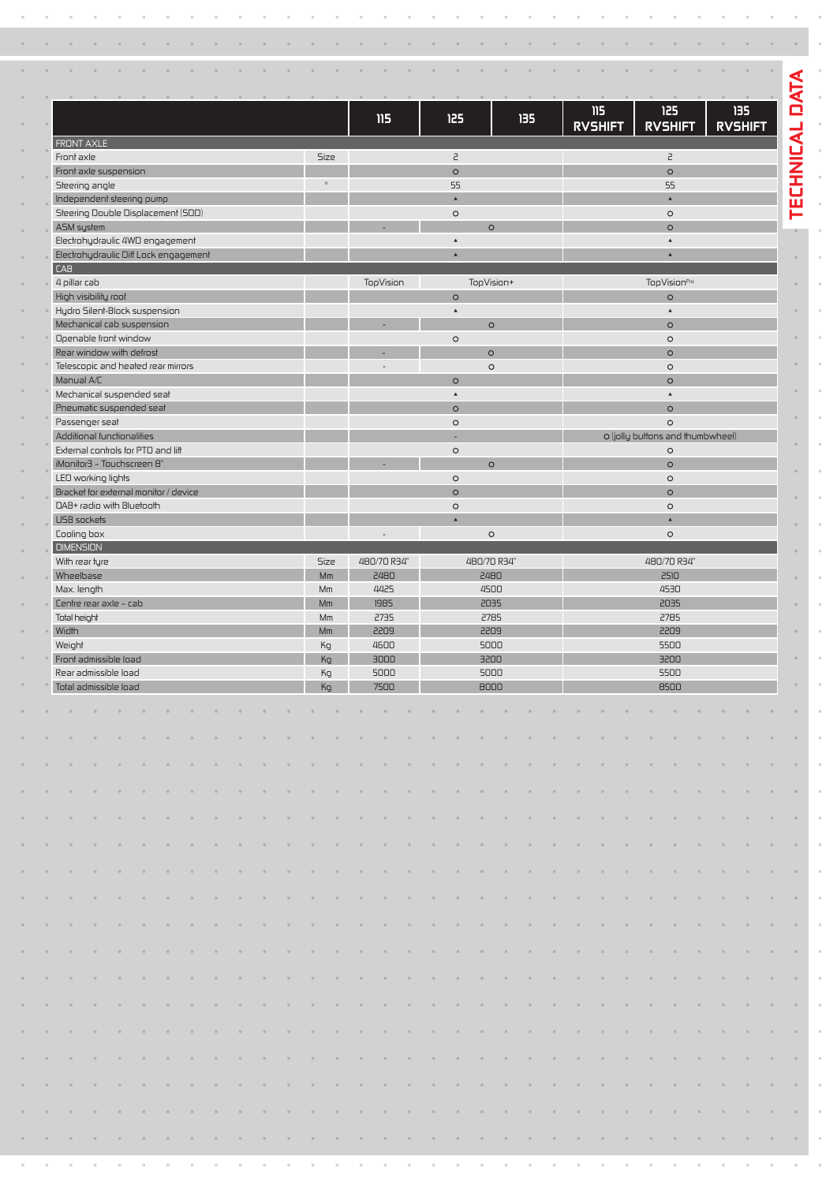# TECHNICAL DATA

| | | 115 | 125 | 135 | 115 RVSHIFT | 125 RVSHIFT | 135 RVSHIFT |
|---|---|---|---|---|---|---|---|
| **FRONT AXLE** | | | | | | | |
| Front axle | Size | 2 | | | 2 | | |
| Front axle suspension | | o | | | o | | |
| Steering angle | ° | 55 | | | 55 | | |
| Independent steering pump | | ▲ | | | ▲ | | |
| Steering Double Displacement (SDD) | | o | | | o | | |
| ASM system | | - | o | | o | | |
| Electrohydraulic 4WD engagement | | ▲ | | | ▲ | | |
| Electrohydraulic Diff Lock engagement | | ▲ | | | ▲ | | |
| **CAB** | | | | | | | |
| 4 pillar cab | | TopVision | TopVision+ | | TopVision[Pro] | | |
| High visibility roof | | o | | | o | | |
| Hydro Silent-Block suspension | | ▲ | | | ▲ | | |
| Mechanical cab suspension | | - | o | | o | | |
| Openable front window | | o | | | o | | |
| Rear window with defrost | | - | o | | o | | |
| Telescopic and heated rear mirrors | | - | o | | o | | |
| Manual A/C | | o | | | o | | |
| Mechanical suspended seat | | ▲ | | | ▲ | | |
| Pneumatic suspended seat | | o | | | o | | |
| Passenger seat | | o | | | o | | |
| Additional functionalities | | - | | | o (jolly buttons and thumbwheel) | | |
| External controls for PTO and lift | | o | | | o | | |
| iMonitor3 - Touchscreen 8" | | - | o | | o | | |
| LED working lights | | o | | | o | | |
| Bracket for external monitor / device | | o | | | o | | |
| DAB+ radio with Bluetooth | | o | | | o | | |
| USB sockets | | ▲ | | | ▲ | | |
| Cooling box | | - | o | | o | | |
| **DIMENSION** | | | | | | | |
| With rear tyre | Size | 480/70 R34" | 480/70 R34" | | 480/70 R34" | | |
| Wheelbase | Mm | 2480 | 2480 | | 2510 | | |
| Max. length | Mm | 4425 | 4500 | | 4530 | | |
| Centre rear axle - cab | Mm | 1985 | 2035 | | 2035 | | |
| Total height | Mm | 2735 | 2785 | | 2785 | | |
| Width | Mm | 2209 | 2209 | | 2209 | | |
| Weight | Kg | 4600 | 5000 | | 5500 | | |
| Front admissible load | Kg | 3000 | 3200 | | 3200 | | |
| Rear admissible load | Kg | 5000 | 5000 | | 5500 | | |
| Total admissible load | Kg | 7500 | 8000 | | 8500 | | |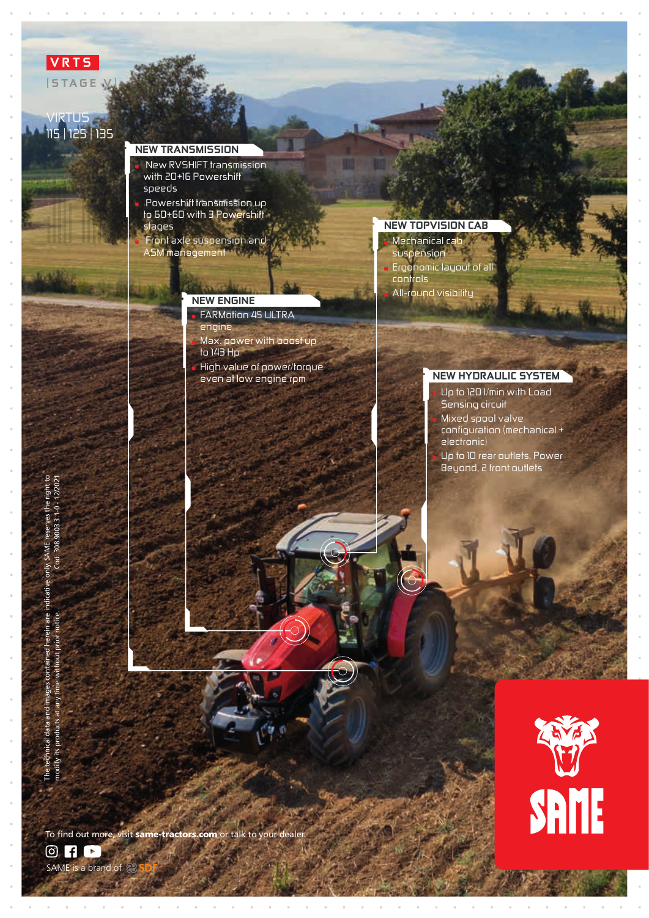VRTS

[STAGE V]

# VIRTUS 115 | 125 | 135

## NEW TRANSMISSION

- New RVSHIFT transmission with 20+16 Powershift speeds
- Powershift transmission up to 60+60 with 3 Powershift stages
- Front axle suspension and ASM management

## NEW TOPVISION CAB

- Mechanical cab suspension
- Ergonomic layout of all controls
- All-round visibility

## NEW ENGINE

- FARMotion 45 ULTRA engine
- Max. power with boost up to 143 Hp
- High value of power/torque even at low engine rpm

## NEW HYDRAULIC SYSTEM

- Up to 120 l/min with Load Sensing circuit
- Mixed spool valve configuration (mechanical + electronic)
- Up to 10 rear outlets, Power Beyond, 2 front outlets

The technical data and images contained herein are indicative only. SAME reserves the right to modify its products at any time without prior notice. Cod. 308.9003.3.1-0 - 12/2021

To find out more, visit **same-tractors.com** or talk to your dealer.

SAME is a brand of SDF

SAME